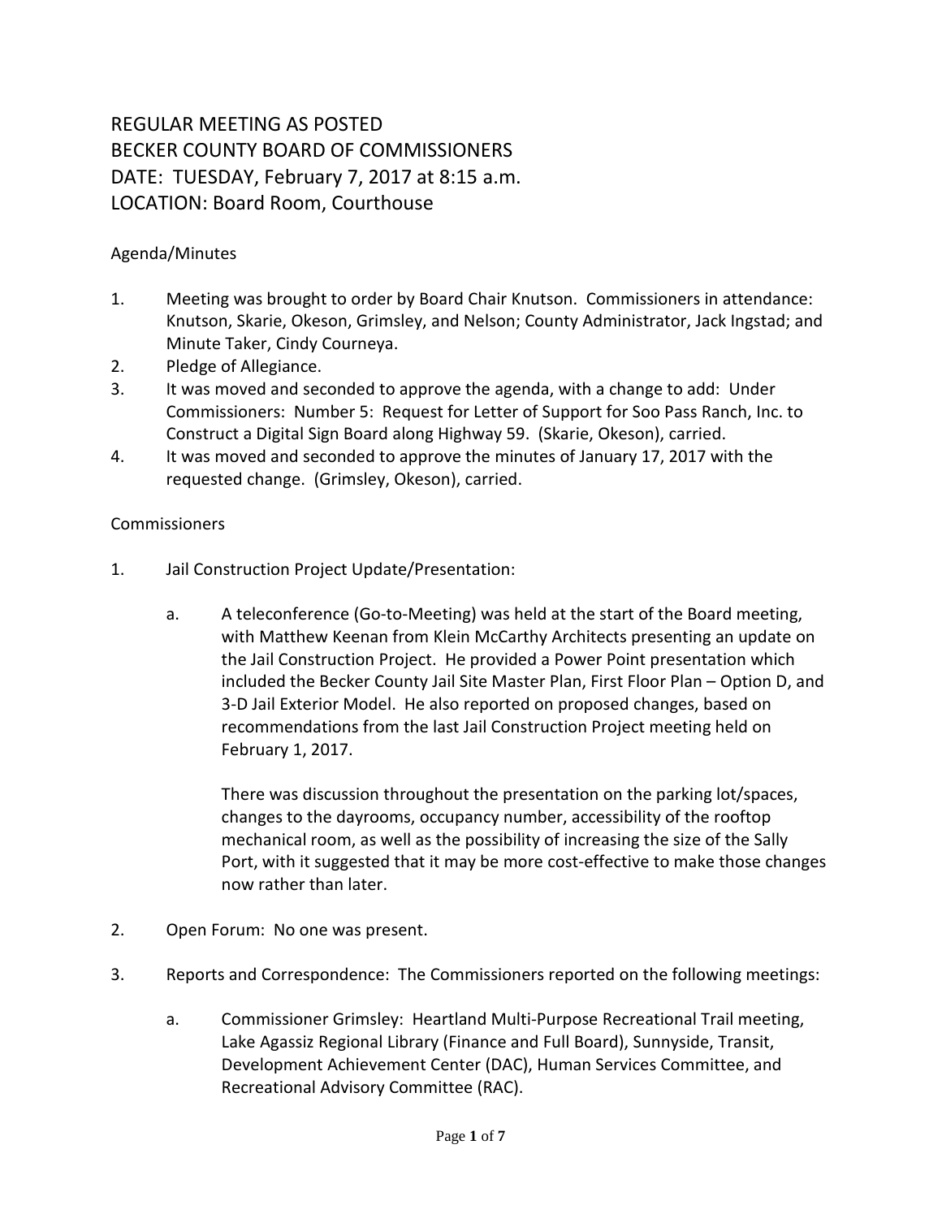# REGULAR MEETING AS POSTED
# BECKER COUNTY BOARD OF COMMISSIONERS
# DATE: TUESDAY, February 7, 2017 at 8:15 a.m.
# LOCATION: Board Room, Courthouse

Agenda/Minutes

1. Meeting was brought to order by Board Chair Knutson. Commissioners in attendance: Knutson, Skarie, Okeson, Grimsley, and Nelson; County Administrator, Jack Ingstad; and Minute Taker, Cindy Courneya.
2. Pledge of Allegiance.
3. It was moved and seconded to approve the agenda, with a change to add: Under Commissioners: Number 5: Request for Letter of Support for Soo Pass Ranch, Inc. to Construct a Digital Sign Board along Highway 59. (Skarie, Okeson), carried.
4. It was moved and seconded to approve the minutes of January 17, 2017 with the requested change. (Grimsley, Okeson), carried.

Commissioners

1. Jail Construction Project Update/Presentation:

   a. A teleconference (Go-to-Meeting) was held at the start of the Board meeting, with Matthew Keenan from Klein McCarthy Architects presenting an update on the Jail Construction Project. He provided a Power Point presentation which included the Becker County Jail Site Master Plan, First Floor Plan – Option D, and 3-D Jail Exterior Model. He also reported on proposed changes, based on recommendations from the last Jail Construction Project meeting held on February 1, 2017.

      There was discussion throughout the presentation on the parking lot/spaces, changes to the dayrooms, occupancy number, accessibility of the rooftop mechanical room, as well as the possibility of increasing the size of the Sally Port, with it suggested that it may be more cost-effective to make those changes now rather than later.

2. Open Forum: No one was present.

3. Reports and Correspondence: The Commissioners reported on the following meetings:

   a. Commissioner Grimsley: Heartland Multi-Purpose Recreational Trail meeting, Lake Agassiz Regional Library (Finance and Full Board), Sunnyside, Transit, Development Achievement Center (DAC), Human Services Committee, and Recreational Advisory Committee (RAC).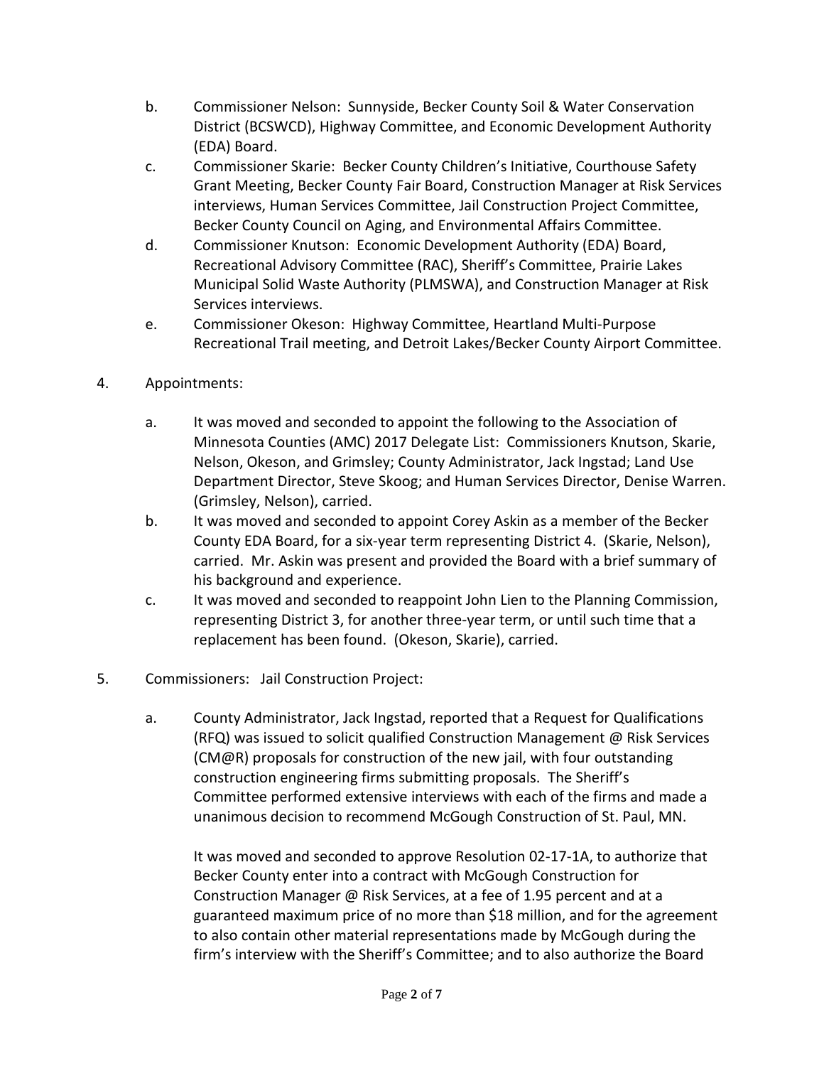b. Commissioner Nelson: Sunnyside, Becker County Soil & Water Conservation District (BCSWCD), Highway Committee, and Economic Development Authority (EDA) Board.

c. Commissioner Skarie: Becker County Children's Initiative, Courthouse Safety Grant Meeting, Becker County Fair Board, Construction Manager at Risk Services interviews, Human Services Committee, Jail Construction Project Committee, Becker County Council on Aging, and Environmental Affairs Committee.

d. Commissioner Knutson: Economic Development Authority (EDA) Board, Recreational Advisory Committee (RAC), Sheriff's Committee, Prairie Lakes Municipal Solid Waste Authority (PLMSWA), and Construction Manager at Risk Services interviews.

e. Commissioner Okeson: Highway Committee, Heartland Multi-Purpose Recreational Trail meeting, and Detroit Lakes/Becker County Airport Committee.

4. Appointments:

   a. It was moved and seconded to appoint the following to the Association of Minnesota Counties (AMC) 2017 Delegate List: Commissioners Knutson, Skarie, Nelson, Okeson, and Grimsley; County Administrator, Jack Ingstad; Land Use Department Director, Steve Skoog; and Human Services Director, Denise Warren. (Grimsley, Nelson), carried.

   b. It was moved and seconded to appoint Corey Askin as a member of the Becker County EDA Board, for a six-year term representing District 4. (Skarie, Nelson), carried. Mr. Askin was present and provided the Board with a brief summary of his background and experience.

   c. It was moved and seconded to reappoint John Lien to the Planning Commission, representing District 3, for another three-year term, or until such time that a replacement has been found. (Okeson, Skarie), carried.

5. Commissioners: Jail Construction Project:

   a. County Administrator, Jack Ingstad, reported that a Request for Qualifications (RFQ) was issued to solicit qualified Construction Management @ Risk Services (CM@R) proposals for construction of the new jail, with four outstanding construction engineering firms submitting proposals. The Sheriff's Committee performed extensive interviews with each of the firms and made a unanimous decision to recommend McGough Construction of St. Paul, MN.

      It was moved and seconded to approve Resolution 02-17-1A, to authorize that Becker County enter into a contract with McGough Construction for Construction Manager @ Risk Services, at a fee of 1.95 percent and at a guaranteed maximum price of no more than $18 million, and for the agreement to also contain other material representations made by McGough during the firm's interview with the Sheriff's Committee; and to also authorize the Board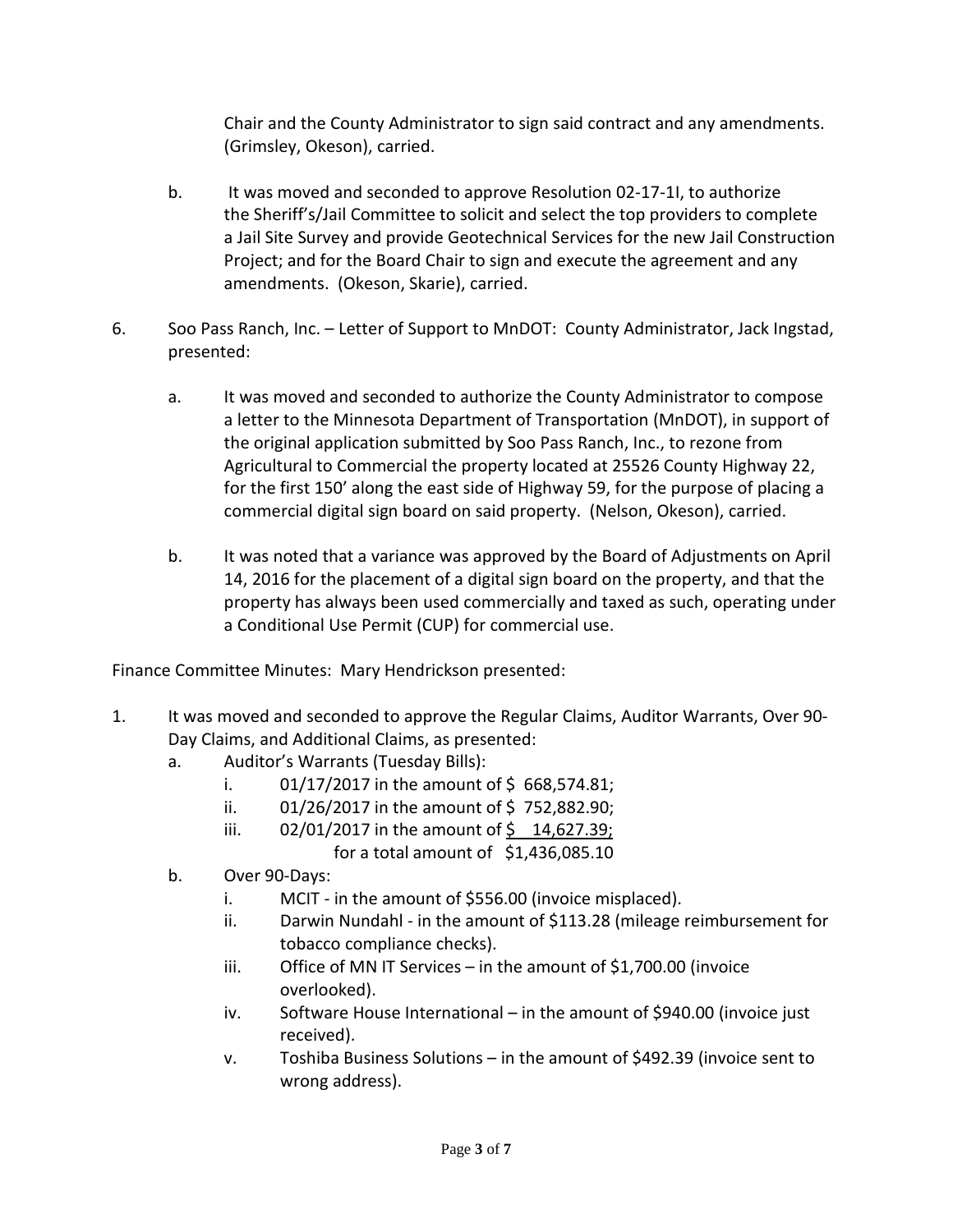Chair and the County Administrator to sign said contract and any amendments. (Grimsley, Okeson), carried.

b. It was moved and seconded to approve Resolution 02-17-1I, to authorize the Sheriff's/Jail Committee to solicit and select the top providers to complete a Jail Site Survey and provide Geotechnical Services for the new Jail Construction Project; and for the Board Chair to sign and execute the agreement and any amendments. (Okeson, Skarie), carried.

6. Soo Pass Ranch, Inc. – Letter of Support to MnDOT: County Administrator, Jack Ingstad, presented:

   a. It was moved and seconded to authorize the County Administrator to compose a letter to the Minnesota Department of Transportation (MnDOT), in support of the original application submitted by Soo Pass Ranch, Inc., to rezone from Agricultural to Commercial the property located at 25526 County Highway 22, for the first 150' along the east side of Highway 59, for the purpose of placing a commercial digital sign board on said property. (Nelson, Okeson), carried.

   b. It was noted that a variance was approved by the Board of Adjustments on April 14, 2016 for the placement of a digital sign board on the property, and that the property has always been used commercially and taxed as such, operating under a Conditional Use Permit (CUP) for commercial use.

Finance Committee Minutes: Mary Hendrickson presented:

1. It was moved and seconded to approve the Regular Claims, Auditor Warrants, Over 90-Day Claims, and Additional Claims, as presented:
   a. Auditor's Warrants (Tuesday Bills):
      i. 01/17/2017 in the amount of \$ 668,574.81;
      ii. 01/26/2017 in the amount of \$ 752,882.90;
      iii. 02/01/2017 in the amount of <u>\$ 14,627.39;</u>
         for a total amount of \$1,436,085.10
   b. Over 90-Days:
      i. MCIT - in the amount of \$556.00 (invoice misplaced).
      ii. Darwin Nundahl - in the amount of \$113.28 (mileage reimbursement for tobacco compliance checks).
      iii. Office of MN IT Services – in the amount of \$1,700.00 (invoice overlooked).
      iv. Software House International – in the amount of \$940.00 (invoice just received).
      v. Toshiba Business Solutions – in the amount of \$492.39 (invoice sent to wrong address).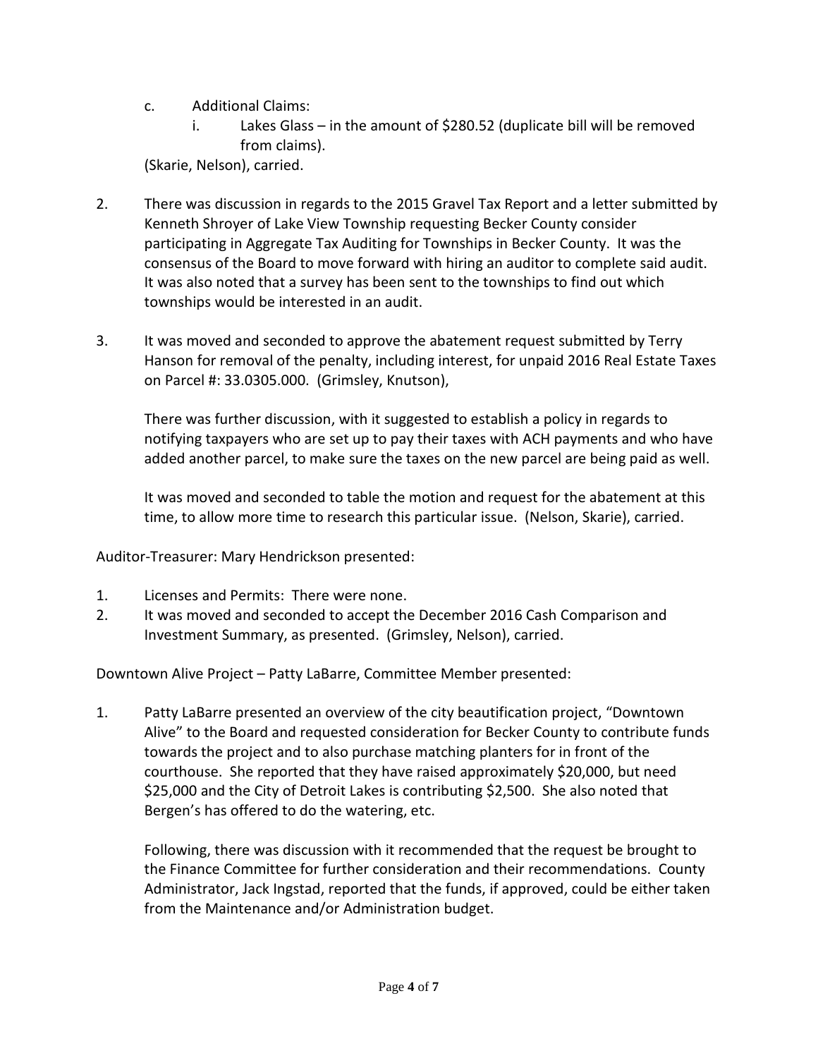c. Additional Claims:
   i. Lakes Glass – in the amount of $280.52 (duplicate bill will be removed from claims).

(Skarie, Nelson), carried.

2. There was discussion in regards to the 2015 Gravel Tax Report and a letter submitted by Kenneth Shroyer of Lake View Township requesting Becker County consider participating in Aggregate Tax Auditing for Townships in Becker County. It was the consensus of the Board to move forward with hiring an auditor to complete said audit. It was also noted that a survey has been sent to the townships to find out which townships would be interested in an audit.

3. It was moved and seconded to approve the abatement request submitted by Terry Hanson for removal of the penalty, including interest, for unpaid 2016 Real Estate Taxes on Parcel #: 33.0305.000. (Grimsley, Knutson),

   There was further discussion, with it suggested to establish a policy in regards to notifying taxpayers who are set up to pay their taxes with ACH payments and who have added another parcel, to make sure the taxes on the new parcel are being paid as well.

   It was moved and seconded to table the motion and request for the abatement at this time, to allow more time to research this particular issue. (Nelson, Skarie), carried.

Auditor-Treasurer: Mary Hendrickson presented:

1. Licenses and Permits: There were none.
2. It was moved and seconded to accept the December 2016 Cash Comparison and Investment Summary, as presented. (Grimsley, Nelson), carried.

Downtown Alive Project – Patty LaBarre, Committee Member presented:

1. Patty LaBarre presented an overview of the city beautification project, "Downtown Alive" to the Board and requested consideration for Becker County to contribute funds towards the project and to also purchase matching planters for in front of the courthouse. She reported that they have raised approximately $20,000, but need $25,000 and the City of Detroit Lakes is contributing $2,500. She also noted that Bergen's has offered to do the watering, etc.

   Following, there was discussion with it recommended that the request be brought to the Finance Committee for further consideration and their recommendations. County Administrator, Jack Ingstad, reported that the funds, if approved, could be either taken from the Maintenance and/or Administration budget.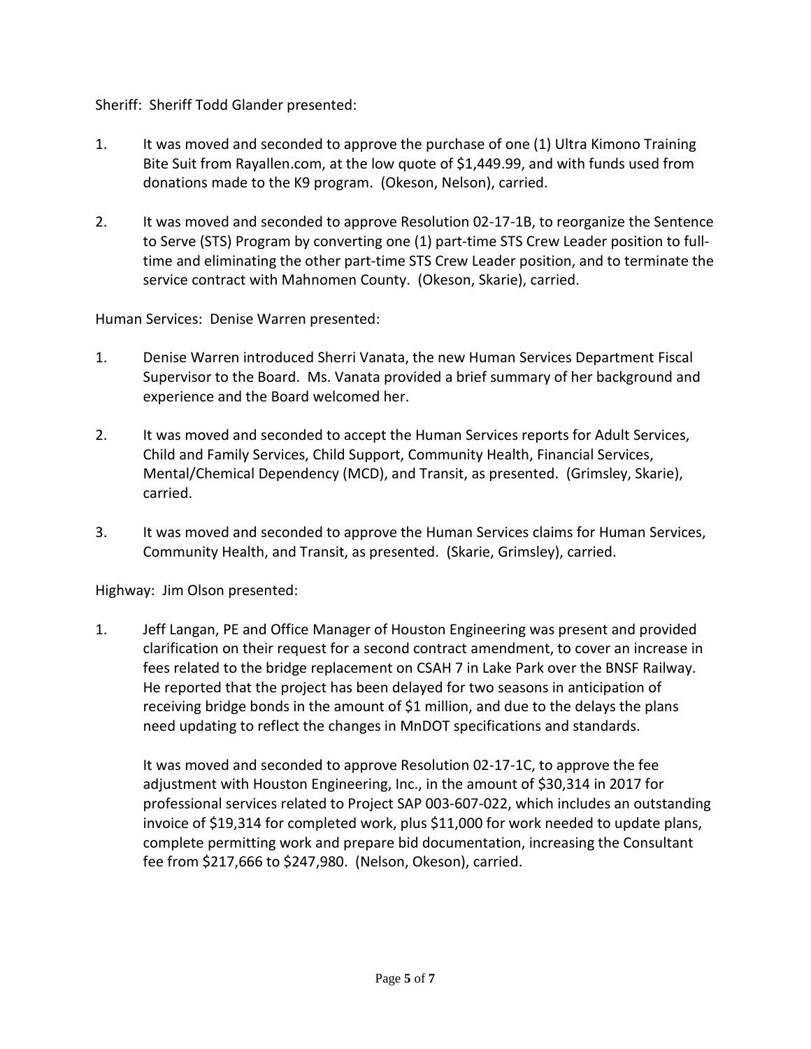Sheriff: Sheriff Todd Glander presented:

1. It was moved and seconded to approve the purchase of one (1) Ultra Kimono Training Bite Suit from Rayallen.com, at the low quote of $1,449.99, and with funds used from donations made to the K9 program. (Okeson, Nelson), carried.

2. It was moved and seconded to approve Resolution 02-17-1B, to reorganize the Sentence to Serve (STS) Program by converting one (1) part-time STS Crew Leader position to full-time and eliminating the other part-time STS Crew Leader position, and to terminate the service contract with Mahnomen County. (Okeson, Skarie), carried.

Human Services: Denise Warren presented:

1. Denise Warren introduced Sherri Vanata, the new Human Services Department Fiscal Supervisor to the Board. Ms. Vanata provided a brief summary of her background and experience and the Board welcomed her.

2. It was moved and seconded to accept the Human Services reports for Adult Services, Child and Family Services, Child Support, Community Health, Financial Services, Mental/Chemical Dependency (MCD), and Transit, as presented. (Grimsley, Skarie), carried.

3. It was moved and seconded to approve the Human Services claims for Human Services, Community Health, and Transit, as presented. (Skarie, Grimsley), carried.

Highway: Jim Olson presented:

1. Jeff Langan, PE and Office Manager of Houston Engineering was present and provided clarification on their request for a second contract amendment, to cover an increase in fees related to the bridge replacement on CSAH 7 in Lake Park over the BNSF Railway. He reported that the project has been delayed for two seasons in anticipation of receiving bridge bonds in the amount of $1 million, and due to the delays the plans need updating to reflect the changes in MnDOT specifications and standards.

   It was moved and seconded to approve Resolution 02-17-1C, to approve the fee adjustment with Houston Engineering, Inc., in the amount of $30,314 in 2017 for professional services related to Project SAP 003-607-022, which includes an outstanding invoice of $19,314 for completed work, plus $11,000 for work needed to update plans, complete permitting work and prepare bid documentation, increasing the Consultant fee from $217,666 to $247,980. (Nelson, Okeson), carried.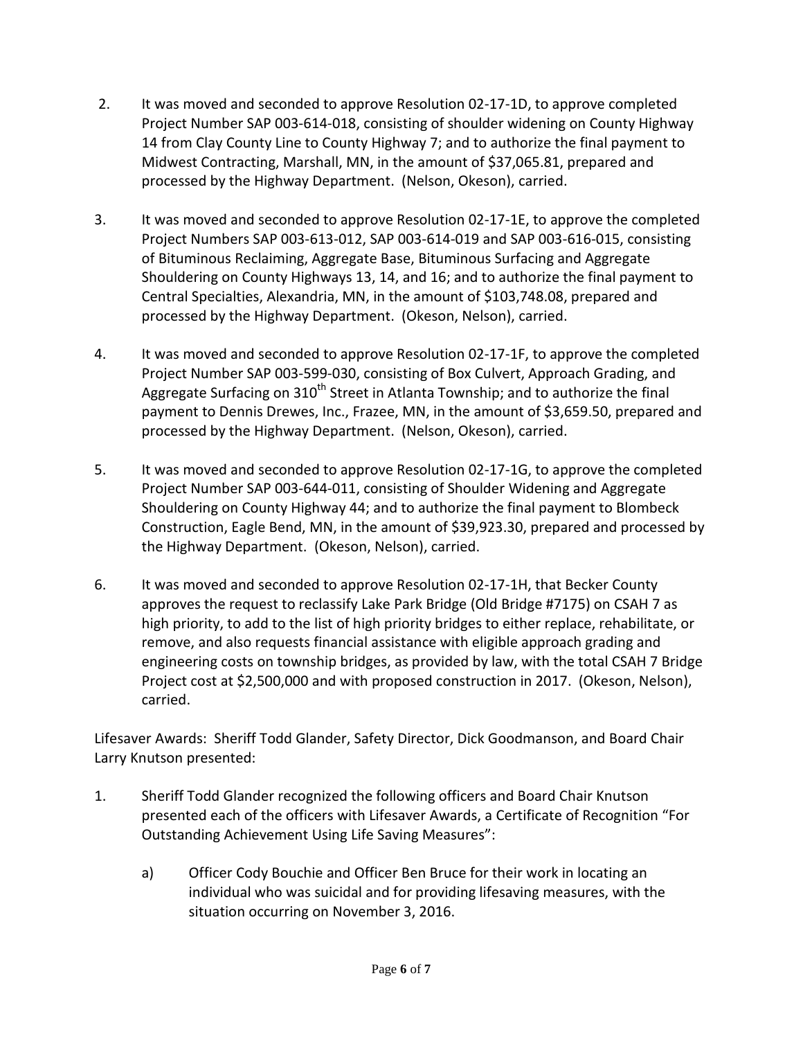2. It was moved and seconded to approve Resolution 02-17-1D, to approve completed Project Number SAP 003-614-018, consisting of shoulder widening on County Highway 14 from Clay County Line to County Highway 7; and to authorize the final payment to Midwest Contracting, Marshall, MN, in the amount of $37,065.81, prepared and processed by the Highway Department. (Nelson, Okeson), carried.

3. It was moved and seconded to approve Resolution 02-17-1E, to approve the completed Project Numbers SAP 003-613-012, SAP 003-614-019 and SAP 003-616-015, consisting of Bituminous Reclaiming, Aggregate Base, Bituminous Surfacing and Aggregate Shouldering on County Highways 13, 14, and 16; and to authorize the final payment to Central Specialties, Alexandria, MN, in the amount of $103,748.08, prepared and processed by the Highway Department. (Okeson, Nelson), carried.

4. It was moved and seconded to approve Resolution 02-17-1F, to approve the completed Project Number SAP 003-599-030, consisting of Box Culvert, Approach Grading, and Aggregate Surfacing on 310th Street in Atlanta Township; and to authorize the final payment to Dennis Drewes, Inc., Frazee, MN, in the amount of $3,659.50, prepared and processed by the Highway Department. (Nelson, Okeson), carried.

5. It was moved and seconded to approve Resolution 02-17-1G, to approve the completed Project Number SAP 003-644-011, consisting of Shoulder Widening and Aggregate Shouldering on County Highway 44; and to authorize the final payment to Blombeck Construction, Eagle Bend, MN, in the amount of $39,923.30, prepared and processed by the Highway Department. (Okeson, Nelson), carried.

6. It was moved and seconded to approve Resolution 02-17-1H, that Becker County approves the request to reclassify Lake Park Bridge (Old Bridge #7175) on CSAH 7 as high priority, to add to the list of high priority bridges to either replace, rehabilitate, or remove, and also requests financial assistance with eligible approach grading and engineering costs on township bridges, as provided by law, with the total CSAH 7 Bridge Project cost at $2,500,000 and with proposed construction in 2017. (Okeson, Nelson), carried.

Lifesaver Awards: Sheriff Todd Glander, Safety Director, Dick Goodmanson, and Board Chair Larry Knutson presented:

1. Sheriff Todd Glander recognized the following officers and Board Chair Knutson presented each of the officers with Lifesaver Awards, a Certificate of Recognition "For Outstanding Achievement Using Life Saving Measures":

   a) Officer Cody Bouchie and Officer Ben Bruce for their work in locating an individual who was suicidal and for providing lifesaving measures, with the situation occurring on November 3, 2016.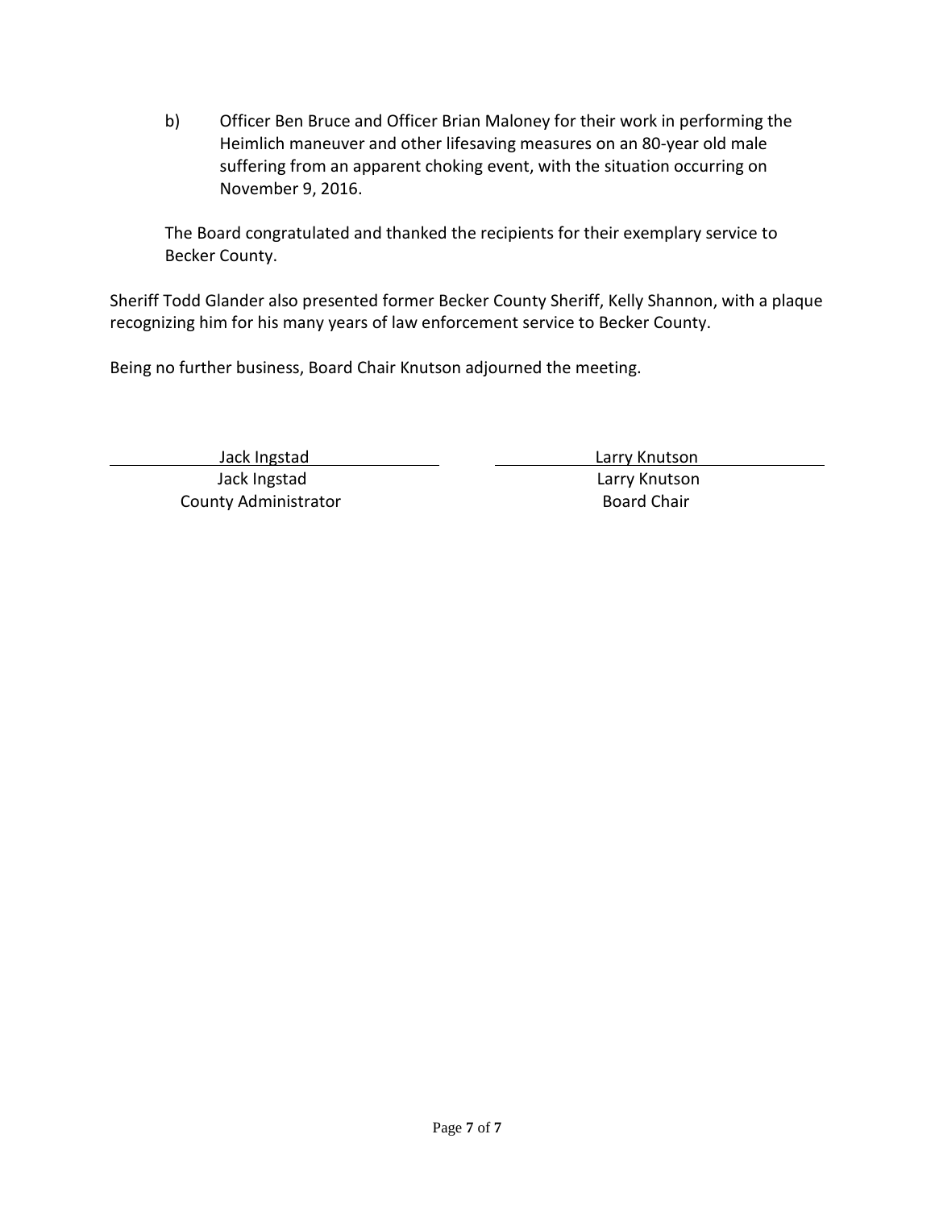b) Officer Ben Bruce and Officer Brian Maloney for their work in performing the Heimlich maneuver and other lifesaving measures on an 80-year old male suffering from an apparent choking event, with the situation occurring on November 9, 2016.

The Board congratulated and thanked the recipients for their exemplary service to Becker County.

Sheriff Todd Glander also presented former Becker County Sheriff, Kelly Shannon, with a plaque recognizing him for his many years of law enforcement service to Becker County.

Being no further business, Board Chair Knutson adjourned the meeting.

| | |
|---|---|
| Jack Ingstad | Larry Knutson |
| Jack Ingstad | Larry Knutson |
| County Administrator | Board Chair |